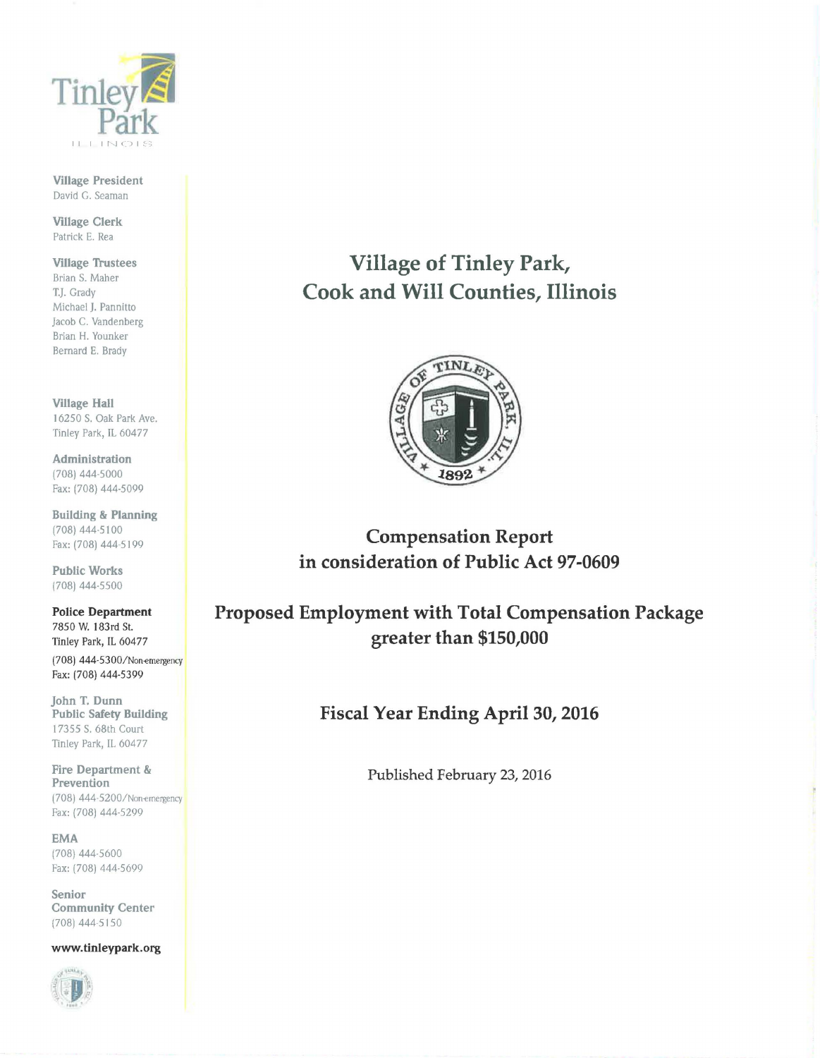Tinley Park
ILLINOIS

**Village President**
David G. Seaman

**Village Clerk**
Patrick E. Rea

**Village Trustees**
Brian S. Maher
T.J. Grady
Michael J. Pannitto
Jacob C. Vandenberg
Brian H. Younker
Bernard E. Brady

**Village Hall**
16250 S. Oak Park Ave.
Tinley Park, IL 60477

**Administration**
(708) 444-5000
Fax: (708) 444-5099

**Building & Planning**
(708) 444-5100
Fax: (708) 444-5199

**Public Works**
(708) 444-5500

**Police Department**
7850 W. 183rd St.
Tinley Park, IL 60477
(708) 444-5300/Non-emergency
Fax: (708) 444-5399

**John T. Dunn Public Safety Building**
17355 S. 68th Court
Tinley Park, IL 60477

**Fire Department & Prevention**
(708) 444-5200/Non-emergency
Fax: (708) 444-5299

**EMA**
(708) 444-5600
Fax: (708) 444-5699

**Senior Community Center**
(708) 444-5150

**www.tinleypark.org**

# Village of Tinley Park, Cook and Will Counties, Illinois

VILLAGE OF TINLEY PARK, ILL. 1892

## Compensation Report in consideration of Public Act 97-0609

## Proposed Employment with Total Compensation Package greater than $150,000

## Fiscal Year Ending April 30, 2016

Published February 23, 2016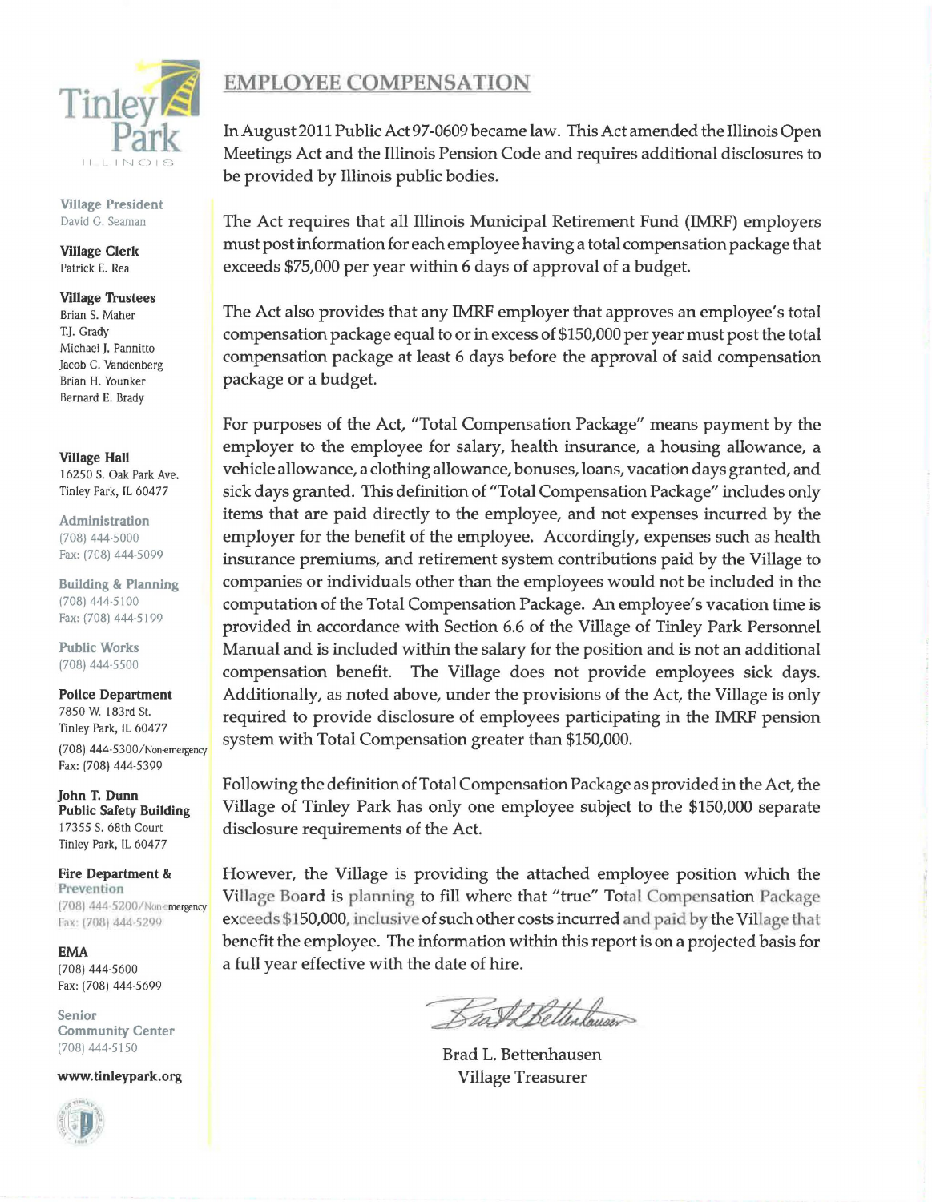Village President
David G. Seaman

Village Clerk
Patrick E. Rea

Village Trustees
Brian S. Maher
T.J. Grady
Michael J. Pannitto
Jacob C. Vandenberg
Brian H. Younker
Bernard E. Brady

Village Hall
16250 S. Oak Park Ave.
Tinley Park, IL 60477

Administration
(708) 444-5000
Fax: (708) 444-5099

Building & Planning
(708) 444-5100
Fax: (708) 444-5199

Public Works
(708) 444-5500

Police Department
7850 W. 183rd St.
Tinley Park, IL 60477
(708) 444-5300/Non-emergency
Fax: (708) 444-5399

John T. Dunn
Public Safety Building
17355 S. 68th Court
Tinley Park, IL 60477

Fire Department & Prevention
(708) 444-5200/Non-emergency
Fax: (708) 444-5299

EMA
(708) 444-5600
Fax: (708) 444-5699

Senior Community Center
(708) 444-5150

www.tinleypark.org

# EMPLOYEE COMPENSATION

In August 2011 Public Act 97-0609 became law. This Act amended the Illinois Open Meetings Act and the Illinois Pension Code and requires additional disclosures to be provided by Illinois public bodies.

The Act requires that all Illinois Municipal Retirement Fund (IMRF) employers must post information for each employee having a total compensation package that exceeds $75,000 per year within 6 days of approval of a budget.

The Act also provides that any IMRF employer that approves an employee's total compensation package equal to or in excess of $150,000 per year must post the total compensation package at least 6 days before the approval of said compensation package or a budget.

For purposes of the Act, "Total Compensation Package" means payment by the employer to the employee for salary, health insurance, a housing allowance, a vehicle allowance, a clothing allowance, bonuses, loans, vacation days granted, and sick days granted. This definition of "Total Compensation Package" includes only items that are paid directly to the employee, and not expenses incurred by the employer for the benefit of the employee. Accordingly, expenses such as health insurance premiums, and retirement system contributions paid by the Village to companies or individuals other than the employees would not be included in the computation of the Total Compensation Package. An employee's vacation time is provided in accordance with Section 6.6 of the Village of Tinley Park Personnel Manual and is included within the salary for the position and is not an additional compensation benefit. The Village does not provide employees sick days. Additionally, as noted above, under the provisions of the Act, the Village is only required to provide disclosure of employees participating in the IMRF pension system with Total Compensation greater than $150,000.

Following the definition of Total Compensation Package as provided in the Act, the Village of Tinley Park has only one employee subject to the $150,000 separate disclosure requirements of the Act.

However, the Village is providing the attached employee position which the Village Board is planning to fill where that "true" Total Compensation Package exceeds $150,000, inclusive of such other costs incurred and paid by the Village that benefit the employee. The information within this report is on a projected basis for a full year effective with the date of hire.

Brad L. Bettenhausen
Village Treasurer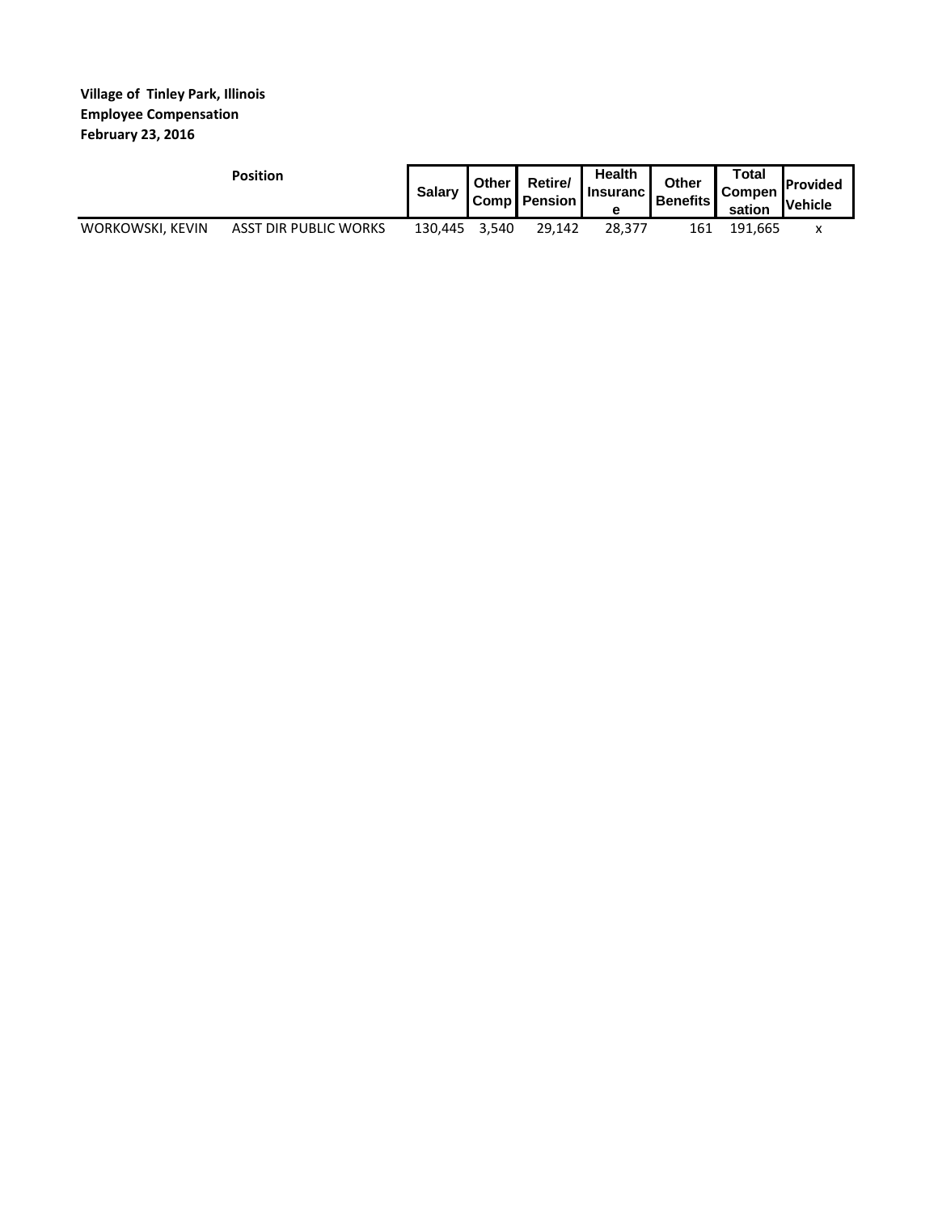**Village of Tinley Park, Illinois**
**Employee Compensation**
**February 23, 2016**

| | Position | Salary | Other Comp | Retire/ Pension | Health Insurance | Other Benefits | Total Compensation | Provided Vehicle |
|---|---|---|---|---|---|---|---|---|
| WORKOWSKI, KEVIN | ASST DIR PUBLIC WORKS | 130,445 | 3,540 | 29,142 | 28,377 | 161 | 191,665 | x |